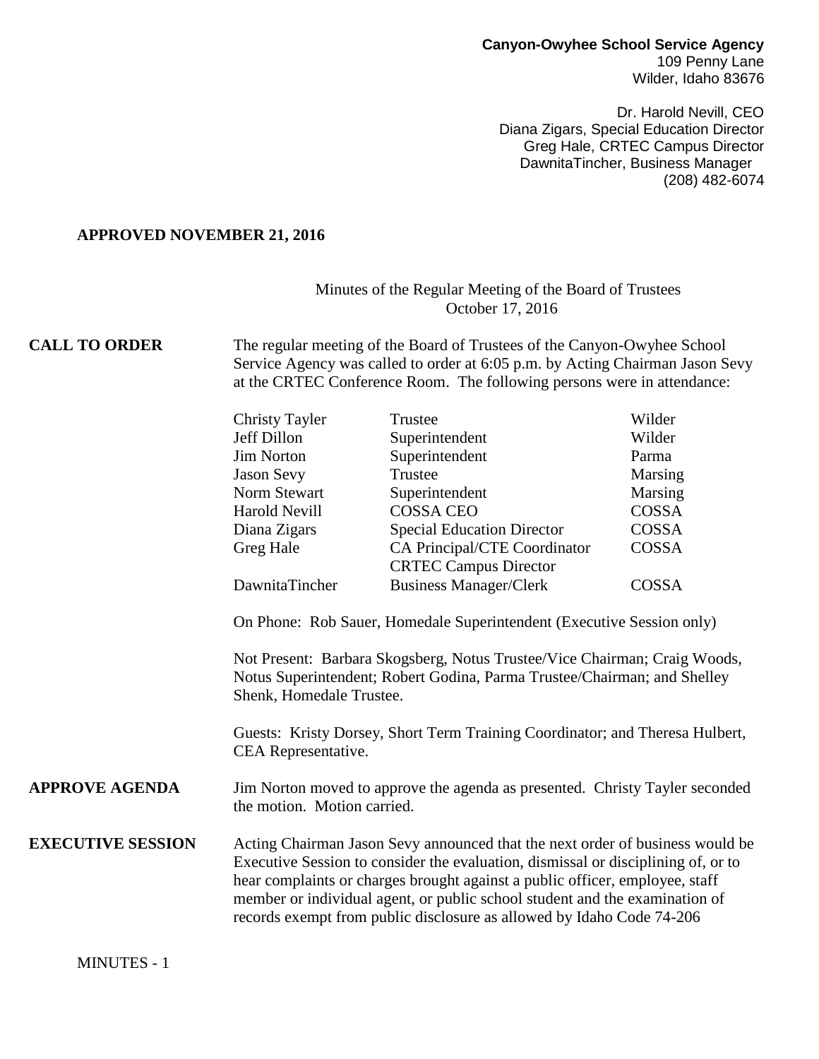**Canyon-Owyhee School Service Agency**
109 Penny Lane
Wilder, Idaho 83676

Dr. Harold Nevill, CEO
Diana Zigars, Special Education Director
Greg Hale, CRTEC Campus Director
DawnitaTincher, Business Manager
(208) 482-6074

**APPROVED NOVEMBER 21, 2016**

Minutes of the Regular Meeting of the Board of Trustees
October 17, 2016

**CALL TO ORDER**

The regular meeting of the Board of Trustees of the Canyon-Owyhee School Service Agency was called to order at 6:05 p.m. by Acting Chairman Jason Sevy at the CRTEC Conference Room. The following persons were in attendance:

| | | |
|---|---|---|
| Christy Tayler | Trustee | Wilder |
| Jeff Dillon | Superintendent | Wilder |
| Jim Norton | Superintendent | Parma |
| Jason Sevy | Trustee | Marsing |
| Norm Stewart | Superintendent | Marsing |
| Harold Nevill | COSSA CEO | COSSA |
| Diana Zigars | Special Education Director | COSSA |
| Greg Hale | CA Principal/CTE Coordinator<br>CRTEC Campus Director | COSSA |
| DawnitaTincher | Business Manager/Clerk | COSSA |

On Phone: Rob Sauer, Homedale Superintendent (Executive Session only)

Not Present: Barbara Skogsberg, Notus Trustee/Vice Chairman; Craig Woods, Notus Superintendent; Robert Godina, Parma Trustee/Chairman; and Shelley Shenk, Homedale Trustee.

Guests: Kristy Dorsey, Short Term Training Coordinator; and Theresa Hulbert, CEA Representative.

**APPROVE AGENDA**

Jim Norton moved to approve the agenda as presented. Christy Tayler seconded the motion. Motion carried.

**EXECUTIVE SESSION**

Acting Chairman Jason Sevy announced that the next order of business would be Executive Session to consider the evaluation, dismissal or disciplining of, or to hear complaints or charges brought against a public officer, employee, staff member or individual agent, or public school student and the examination of records exempt from public disclosure as allowed by Idaho Code 74-206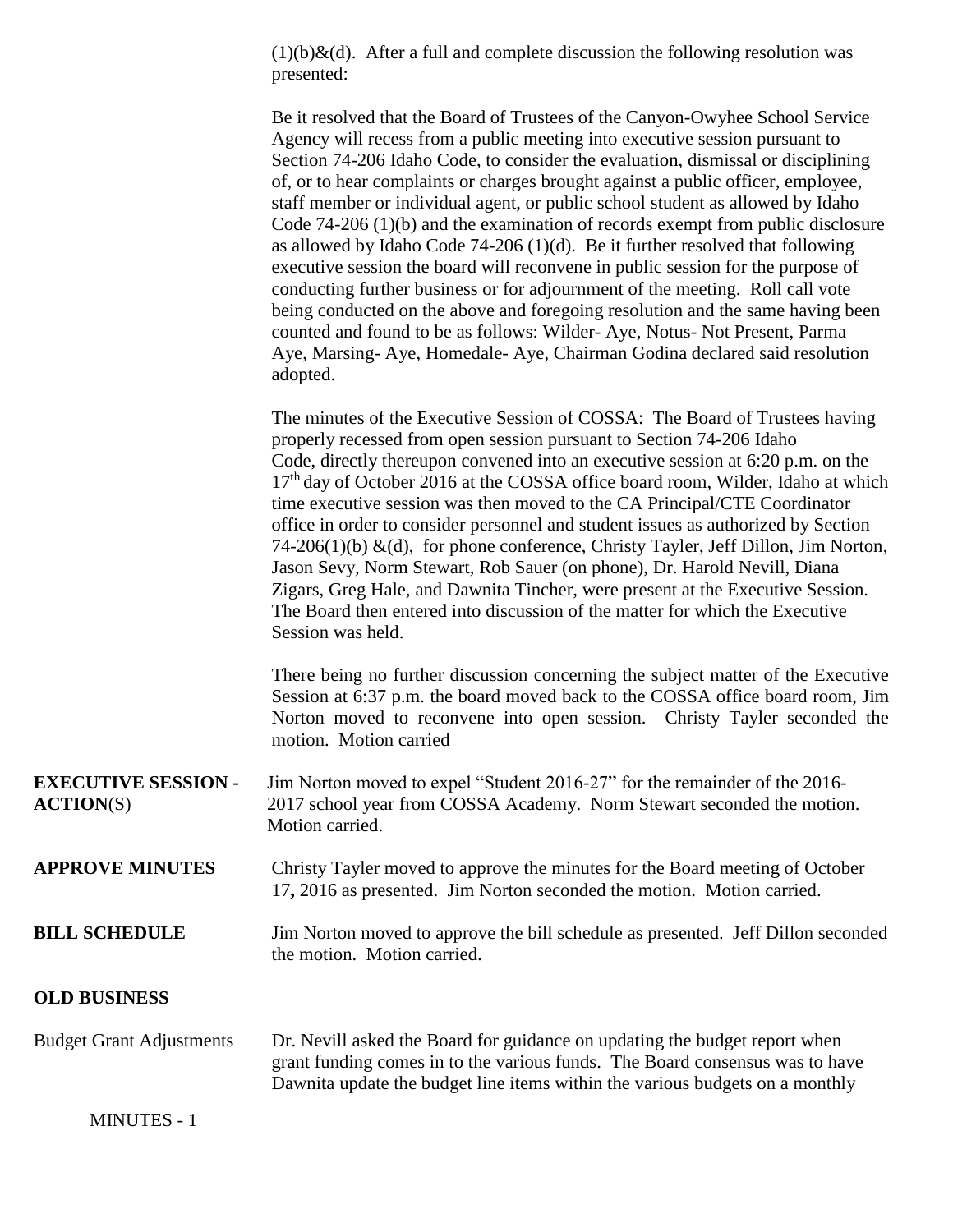(1)(b)&(d). After a full and complete discussion the following resolution was presented:

Be it resolved that the Board of Trustees of the Canyon-Owyhee School Service Agency will recess from a public meeting into executive session pursuant to Section 74-206 Idaho Code, to consider the evaluation, dismissal or disciplining of, or to hear complaints or charges brought against a public officer, employee, staff member or individual agent, or public school student as allowed by Idaho Code 74-206 (1)(b) and the examination of records exempt from public disclosure as allowed by Idaho Code 74-206 (1)(d). Be it further resolved that following executive session the board will reconvene in public session for the purpose of conducting further business or for adjournment of the meeting. Roll call vote being conducted on the above and foregoing resolution and the same having been counted and found to be as follows: Wilder- Aye, Notus- Not Present, Parma – Aye, Marsing- Aye, Homedale- Aye, Chairman Godina declared said resolution adopted.

The minutes of the Executive Session of COSSA: The Board of Trustees having properly recessed from open session pursuant to Section 74-206 Idaho Code, directly thereupon convened into an executive session at 6:20 p.m. on the 17th day of October 2016 at the COSSA office board room, Wilder, Idaho at which time executive session was then moved to the CA Principal/CTE Coordinator office in order to consider personnel and student issues as authorized by Section 74-206(1)(b) &(d), for phone conference, Christy Tayler, Jeff Dillon, Jim Norton, Jason Sevy, Norm Stewart, Rob Sauer (on phone), Dr. Harold Nevill, Diana Zigars, Greg Hale, and Dawnita Tincher, were present at the Executive Session. The Board then entered into discussion of the matter for which the Executive Session was held.

There being no further discussion concerning the subject matter of the Executive Session at 6:37 p.m. the board moved back to the COSSA office board room, Jim Norton moved to reconvene into open session. Christy Tayler seconded the motion. Motion carried

**EXECUTIVE SESSION - ACTION(S)**

Jim Norton moved to expel "Student 2016-27" for the remainder of the 2016-2017 school year from COSSA Academy. Norm Stewart seconded the motion. Motion carried.

**APPROVE MINUTES**

Christy Tayler moved to approve the minutes for the Board meeting of October 17**,** 2016 as presented. Jim Norton seconded the motion. Motion carried.

**BILL SCHEDULE**

Jim Norton moved to approve the bill schedule as presented. Jeff Dillon seconded the motion. Motion carried.

**OLD BUSINESS**

Budget Grant Adjustments

Dr. Nevill asked the Board for guidance on updating the budget report when grant funding comes in to the various funds. The Board consensus was to have Dawnita update the budget line items within the various budgets on a monthly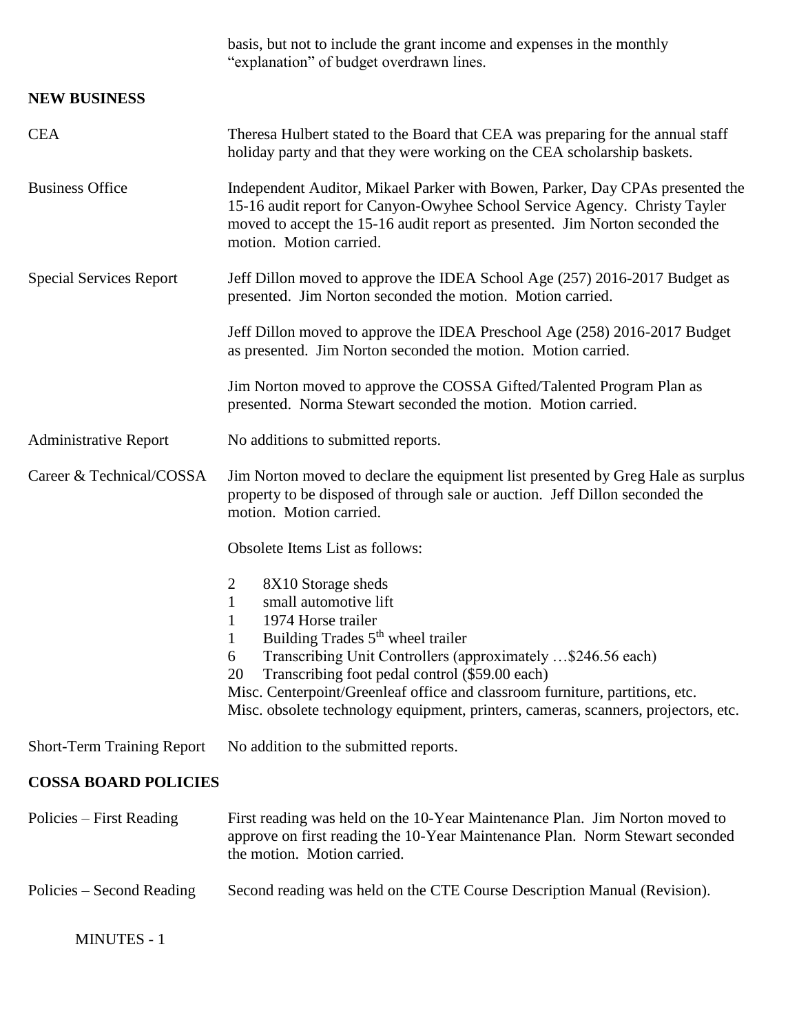basis, but not to include the grant income and expenses in the monthly "explanation" of budget overdrawn lines.

## NEW BUSINESS

**CEA**

Theresa Hulbert stated to the Board that CEA was preparing for the annual staff holiday party and that they were working on the CEA scholarship baskets.

**Business Office**

Independent Auditor, Mikael Parker with Bowen, Parker, Day CPAs presented the 15-16 audit report for Canyon-Owyhee School Service Agency. Christy Tayler moved to accept the 15-16 audit report as presented. Jim Norton seconded the motion. Motion carried.

**Special Services Report**

Jeff Dillon moved to approve the IDEA School Age (257) 2016-2017 Budget as presented. Jim Norton seconded the motion. Motion carried.

Jeff Dillon moved to approve the IDEA Preschool Age (258) 2016-2017 Budget as presented. Jim Norton seconded the motion. Motion carried.

Jim Norton moved to approve the COSSA Gifted/Talented Program Plan as presented. Norma Stewart seconded the motion. Motion carried.

**Administrative Report**

No additions to submitted reports.

**Career & Technical/COSSA**

Jim Norton moved to declare the equipment list presented by Greg Hale as surplus property to be disposed of through sale or auction. Jeff Dillon seconded the motion. Motion carried.

Obsolete Items List as follows:

- 2 8X10 Storage sheds
- 1 small automotive lift
- 1 1974 Horse trailer
- 1 Building Trades 5th wheel trailer
- 6 Transcribing Unit Controllers (approximately …$246.56 each)
- 20 Transcribing foot pedal control ($59.00 each)

Misc. Centerpoint/Greenleaf office and classroom furniture, partitions, etc.
Misc. obsolete technology equipment, printers, cameras, scanners, projectors, etc.

**Short-Term Training Report**

No addition to the submitted reports.

## COSSA BOARD POLICIES

**Policies – First Reading**

First reading was held on the 10-Year Maintenance Plan. Jim Norton moved to approve on first reading the 10-Year Maintenance Plan. Norm Stewart seconded the motion. Motion carried.

**Policies – Second Reading**

Second reading was held on the CTE Course Description Manual (Revision).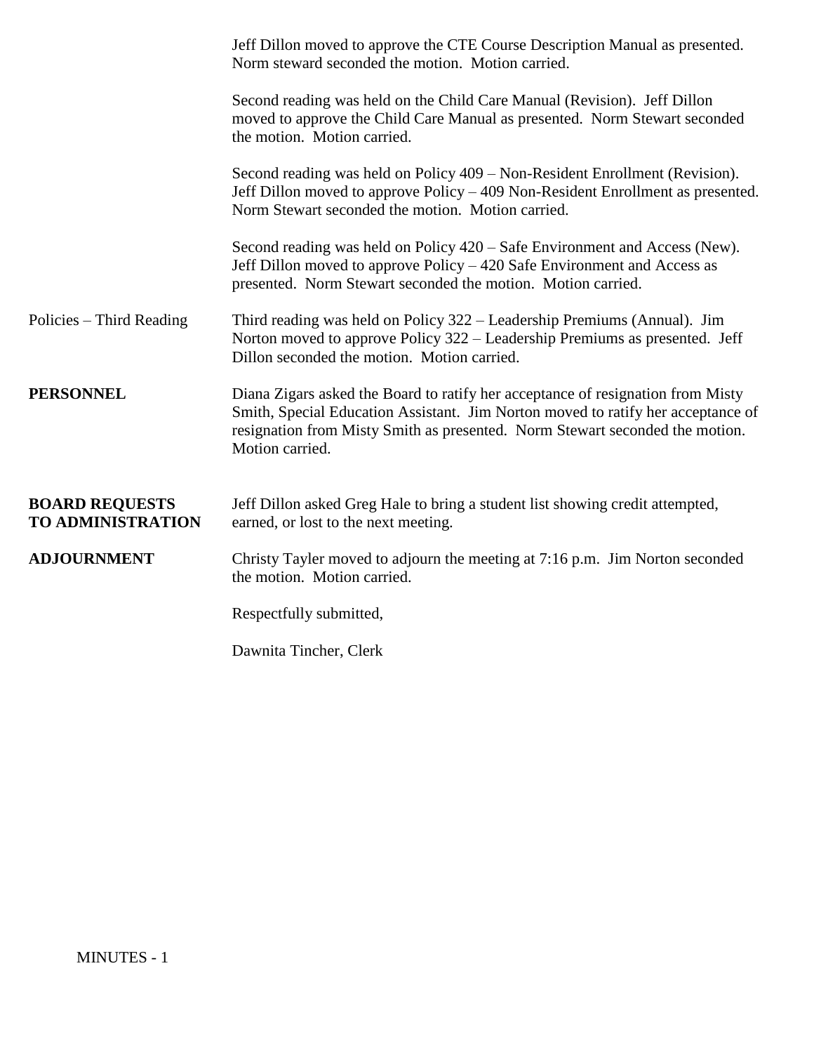Jeff Dillon moved to approve the CTE Course Description Manual as presented. Norm steward seconded the motion. Motion carried.

Second reading was held on the Child Care Manual (Revision). Jeff Dillon moved to approve the Child Care Manual as presented. Norm Stewart seconded the motion. Motion carried.

Second reading was held on Policy 409 – Non-Resident Enrollment (Revision). Jeff Dillon moved to approve Policy – 409 Non-Resident Enrollment as presented. Norm Stewart seconded the motion. Motion carried.

Second reading was held on Policy 420 – Safe Environment and Access (New). Jeff Dillon moved to approve Policy – 420 Safe Environment and Access as presented. Norm Stewart seconded the motion. Motion carried.

Policies – Third Reading

Third reading was held on Policy 322 – Leadership Premiums (Annual). Jim Norton moved to approve Policy 322 – Leadership Premiums as presented. Jeff Dillon seconded the motion. Motion carried.

**PERSONNEL**

Diana Zigars asked the Board to ratify her acceptance of resignation from Misty Smith, Special Education Assistant. Jim Norton moved to ratify her acceptance of resignation from Misty Smith as presented. Norm Stewart seconded the motion. Motion carried.

**BOARD REQUESTS TO ADMINISTRATION**

Jeff Dillon asked Greg Hale to bring a student list showing credit attempted, earned, or lost to the next meeting.

**ADJOURNMENT**

Christy Tayler moved to adjourn the meeting at 7:16 p.m. Jim Norton seconded the motion. Motion carried.

Respectfully submitted,

Dawnita Tincher, Clerk